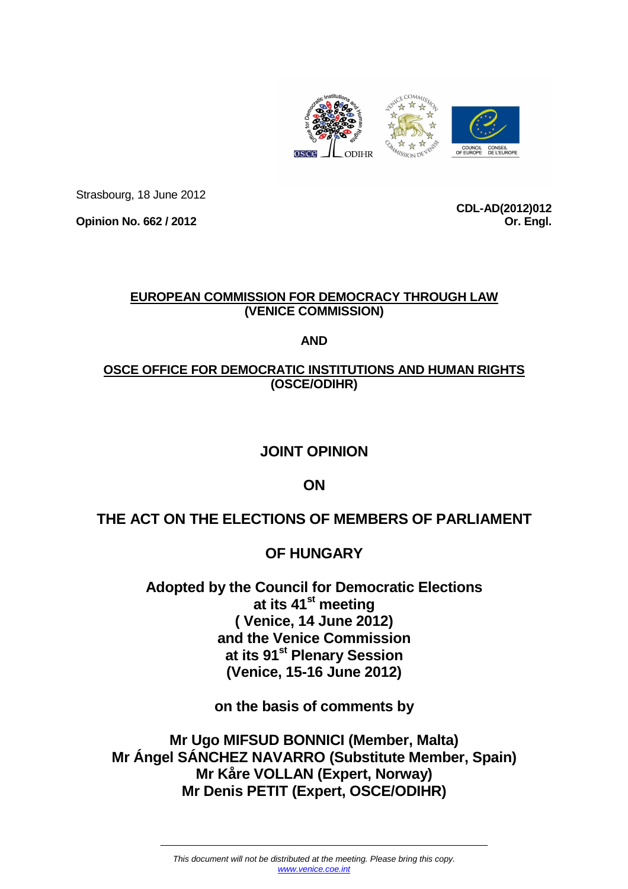Strasbourg, 18 June 2012

**Opinion No. 662 / 2012**

**CDL-AD(2012)012**
**Or. Engl.**

**EUROPEAN COMMISSION FOR DEMOCRACY THROUGH LAW**
**(VENICE COMMISSION)**

**AND**

**OSCE OFFICE FOR DEMOCRATIC INSTITUTIONS AND HUMAN RIGHTS**
**(OSCE/ODIHR)**

# JOINT OPINION

# ON

# THE ACT ON THE ELECTIONS OF MEMBERS OF PARLIAMENT

# OF HUNGARY

**Adopted by the Council for Democratic Elections**
**at its 41st meeting**
**( Venice, 14 June 2012)**
**and the Venice Commission**
**at its 91st Plenary Session**
**(Venice, 15-16 June 2012)**

**on the basis of comments by**

**Mr Ugo MIFSUD BONNICI (Member, Malta)**
**Mr Ángel SÁNCHEZ NAVARRO (Substitute Member, Spain)**
**Mr Kåre VOLLAN (Expert, Norway)**
**Mr Denis PETIT (Expert, OSCE/ODIHR)**

*This document will not be distributed at the meeting. Please bring this copy.*
*www.venice.coe.int*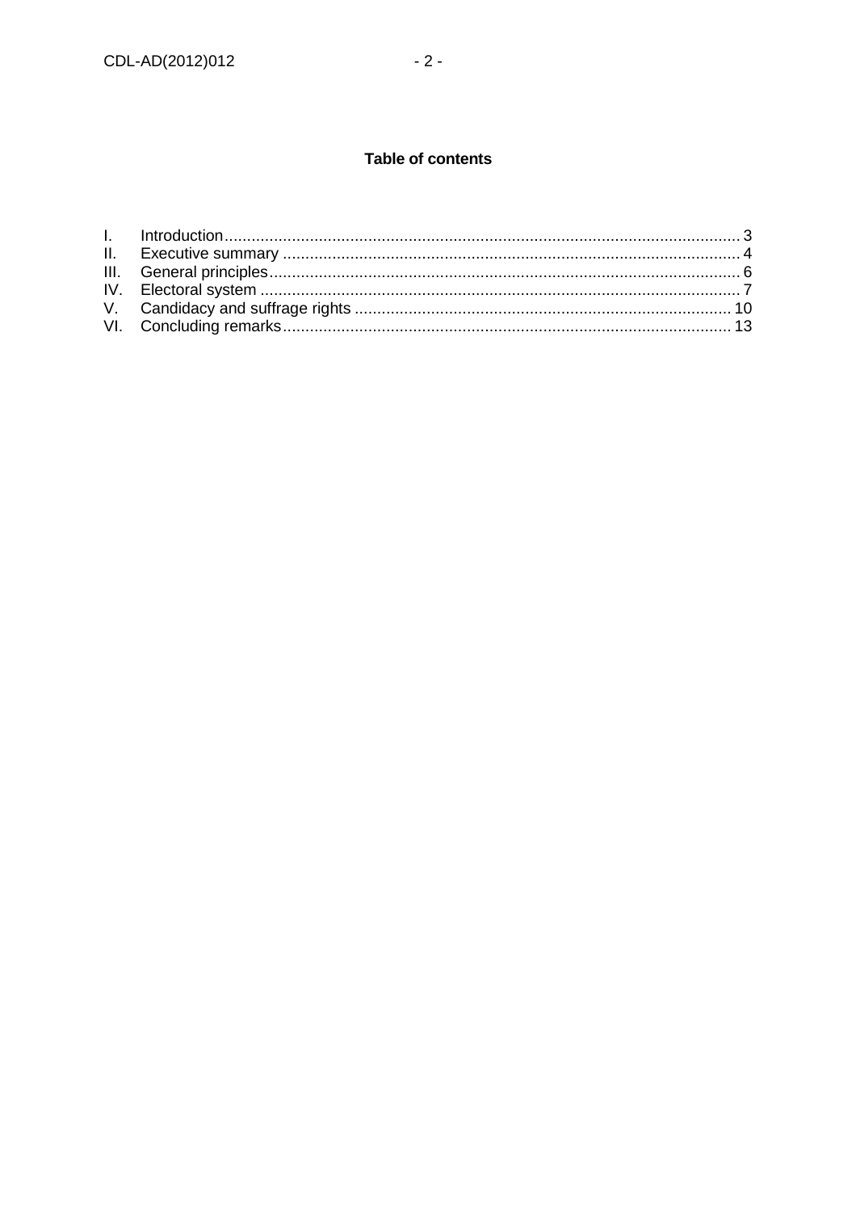## Table of contents

I. Introduction ............................................................ 3
II. Executive summary ..................................................... 4
III. General principles .................................................... 6
IV. Electoral system ....................................................... 7
V. Candidacy and suffrage rights ...................................... 10
VI. Concluding remarks .................................................. 13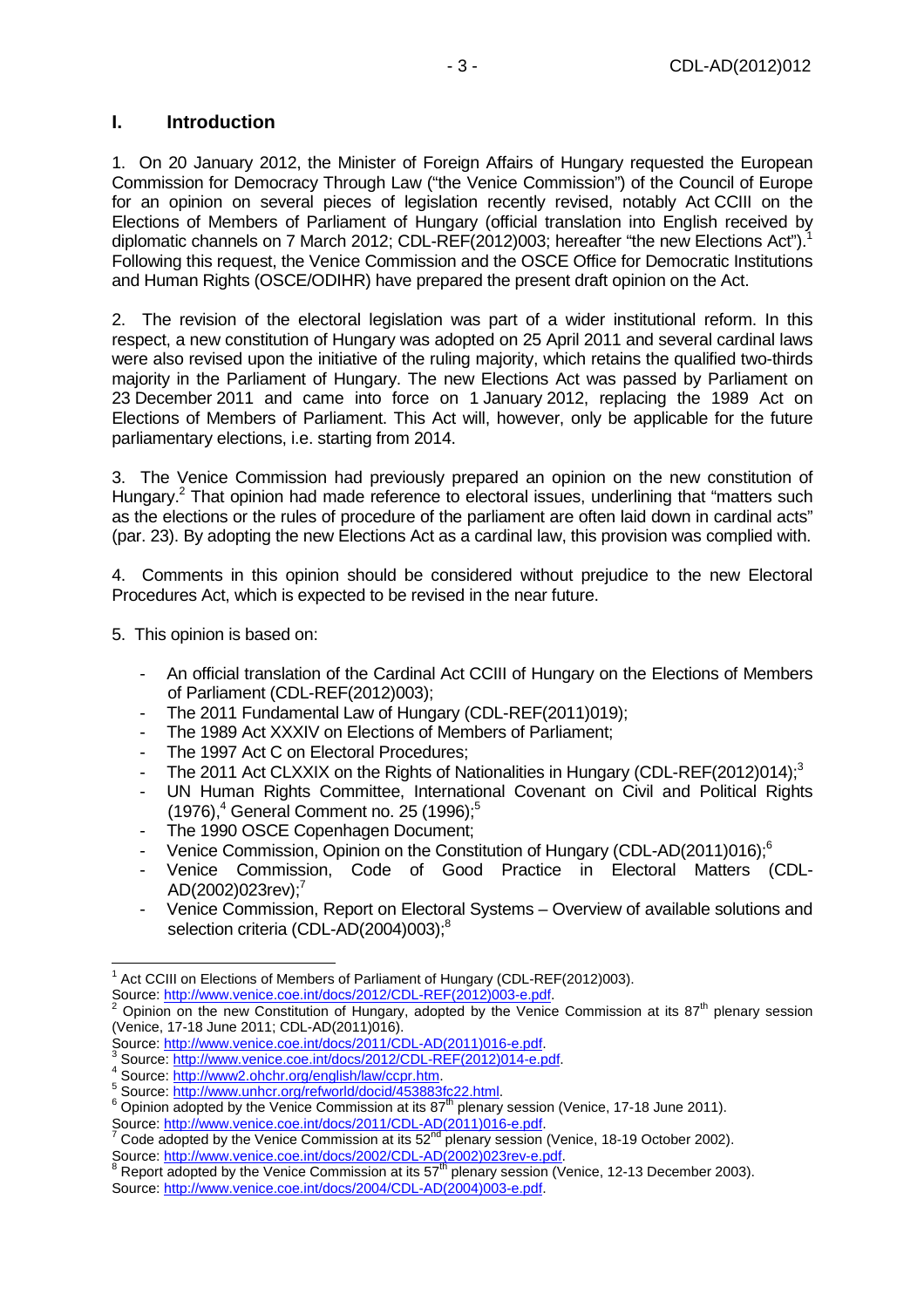## I. Introduction

1. On 20 January 2012, the Minister of Foreign Affairs of Hungary requested the European Commission for Democracy Through Law ("the Venice Commission") of the Council of Europe for an opinion on several pieces of legislation recently revised, notably Act CCIII on the Elections of Members of Parliament of Hungary (official translation into English received by diplomatic channels on 7 March 2012; CDL-REF(2012)003; hereafter "the new Elections Act").[1] Following this request, the Venice Commission and the OSCE Office for Democratic Institutions and Human Rights (OSCE/ODIHR) have prepared the present draft opinion on the Act.

2. The revision of the electoral legislation was part of a wider institutional reform. In this respect, a new constitution of Hungary was adopted on 25 April 2011 and several cardinal laws were also revised upon the initiative of the ruling majority, which retains the qualified two-thirds majority in the Parliament of Hungary. The new Elections Act was passed by Parliament on 23 December 2011 and came into force on 1 January 2012, replacing the 1989 Act on Elections of Members of Parliament. This Act will, however, only be applicable for the future parliamentary elections, i.e. starting from 2014.

3. The Venice Commission had previously prepared an opinion on the new constitution of Hungary.[2] That opinion had made reference to electoral issues, underlining that "matters such as the elections or the rules of procedure of the parliament are often laid down in cardinal acts" (par. 23). By adopting the new Elections Act as a cardinal law, this provision was complied with.

4. Comments in this opinion should be considered without prejudice to the new Electoral Procedures Act, which is expected to be revised in the near future.

5. This opinion is based on:

- An official translation of the Cardinal Act CCIII of Hungary on the Elections of Members of Parliament (CDL-REF(2012)003);
- The 2011 Fundamental Law of Hungary (CDL-REF(2011)019);
- The 1989 Act XXXIV on Elections of Members of Parliament;
- The 1997 Act C on Electoral Procedures;
- The 2011 Act CLXXIX on the Rights of Nationalities in Hungary (CDL-REF(2012)014);[3]
- UN Human Rights Committee, International Covenant on Civil and Political Rights (1976),[4] General Comment no. 25 (1996);[5]
- The 1990 OSCE Copenhagen Document;
- Venice Commission, Opinion on the Constitution of Hungary (CDL-AD(2011)016);[6]
- Venice Commission, Code of Good Practice in Electoral Matters (CDL-AD(2002)023rev);[7]
- Venice Commission, Report on Electoral Systems – Overview of available solutions and selection criteria (CDL-AD(2004)003);[8]

---

[1] Act CCIII on Elections of Members of Parliament of Hungary (CDL-REF(2012)003). Source: http://www.venice.coe.int/docs/2012/CDL-REF(2012)003-e.pdf.

[2] Opinion on the new Constitution of Hungary, adopted by the Venice Commission at its 87th plenary session (Venice, 17-18 June 2011; CDL-AD(2011)016). Source: http://www.venice.coe.int/docs/2011/CDL-AD(2011)016-e.pdf.

[3] Source: http://www.venice.coe.int/docs/2012/CDL-REF(2012)014-e.pdf.

[4] Source: http://www2.ohchr.org/english/law/ccpr.htm.

[5] Source: http://www.unhcr.org/refworld/docid/453883fc22.html.

[6] Opinion adopted by the Venice Commission at its 87th plenary session (Venice, 17-18 June 2011). Source: http://www.venice.coe.int/docs/2011/CDL-AD(2011)016-e.pdf.

[7] Code adopted by the Venice Commission at its 52nd plenary session (Venice, 18-19 October 2002). Source: http://www.venice.coe.int/docs/2002/CDL-AD(2002)023rev-e.pdf.

[8] Report adopted by the Venice Commission at its 57th plenary session (Venice, 12-13 December 2003). Source: http://www.venice.coe.int/docs/2004/CDL-AD(2004)003-e.pdf.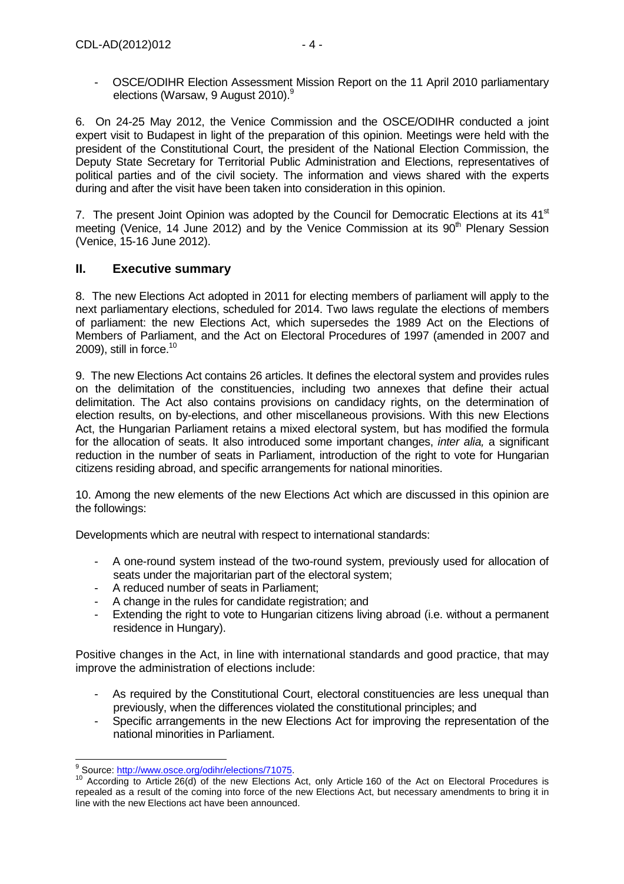- OSCE/ODIHR Election Assessment Mission Report on the 11 April 2010 parliamentary elections (Warsaw, 9 August 2010).[9]

6. On 24-25 May 2012, the Venice Commission and the OSCE/ODIHR conducted a joint expert visit to Budapest in light of the preparation of this opinion. Meetings were held with the president of the Constitutional Court, the president of the National Election Commission, the Deputy State Secretary for Territorial Public Administration and Elections, representatives of political parties and of the civil society. The information and views shared with the experts during and after the visit have been taken into consideration in this opinion.

7. The present Joint Opinion was adopted by the Council for Democratic Elections at its 41[st] meeting (Venice, 14 June 2012) and by the Venice Commission at its 90[th] Plenary Session (Venice, 15-16 June 2012).

## II. Executive summary

8. The new Elections Act adopted in 2011 for electing members of parliament will apply to the next parliamentary elections, scheduled for 2014. Two laws regulate the elections of members of parliament: the new Elections Act, which supersedes the 1989 Act on the Elections of Members of Parliament, and the Act on Electoral Procedures of 1997 (amended in 2007 and 2009), still in force.[10]

9. The new Elections Act contains 26 articles. It defines the electoral system and provides rules on the delimitation of the constituencies, including two annexes that define their actual delimitation. The Act also contains provisions on candidacy rights, on the determination of election results, on by-elections, and other miscellaneous provisions. With this new Elections Act, the Hungarian Parliament retains a mixed electoral system, but has modified the formula for the allocation of seats. It also introduced some important changes, *inter alia,* a significant reduction in the number of seats in Parliament, introduction of the right to vote for Hungarian citizens residing abroad, and specific arrangements for national minorities.

10. Among the new elements of the new Elections Act which are discussed in this opinion are the followings:

Developments which are neutral with respect to international standards:

- A one-round system instead of the two-round system, previously used for allocation of seats under the majoritarian part of the electoral system;
- A reduced number of seats in Parliament;
- A change in the rules for candidate registration; and
- Extending the right to vote to Hungarian citizens living abroad (i.e. without a permanent residence in Hungary).

Positive changes in the Act, in line with international standards and good practice, that may improve the administration of elections include:

- As required by the Constitutional Court, electoral constituencies are less unequal than previously, when the differences violated the constitutional principles; and
- Specific arrangements in the new Elections Act for improving the representation of the national minorities in Parliament.

---

[9] Source: http://www.osce.org/odihr/elections/71075.

[10] According to Article 26(d) of the new Elections Act, only Article 160 of the Act on Electoral Procedures is repealed as a result of the coming into force of the new Elections Act, but necessary amendments to bring it in line with the new Elections act have been announced.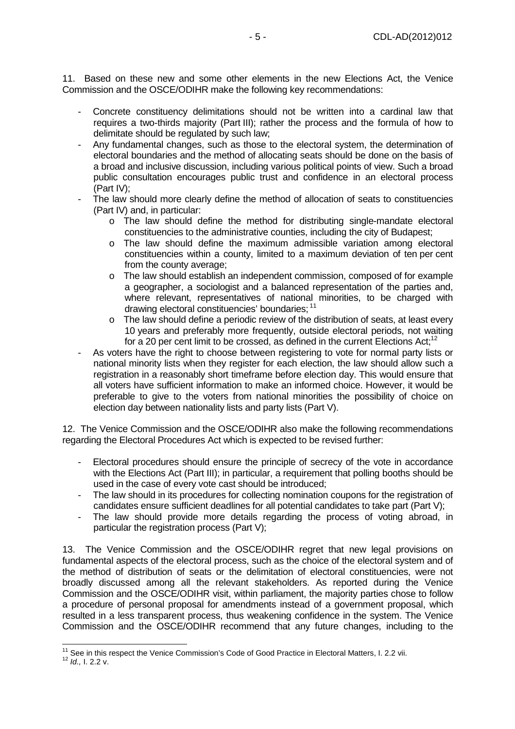11. Based on these new and some other elements in the new Elections Act, the Venice Commission and the OSCE/ODIHR make the following key recommendations:

- Concrete constituency delimitations should not be written into a cardinal law that requires a two-thirds majority (Part III); rather the process and the formula of how to delimitate should be regulated by such law;
- Any fundamental changes, such as those to the electoral system, the determination of electoral boundaries and the method of allocating seats should be done on the basis of a broad and inclusive discussion, including various political points of view. Such a broad public consultation encourages public trust and confidence in an electoral process (Part IV);
- The law should more clearly define the method of allocation of seats to constituencies (Part IV) and, in particular:
    - The law should define the method for distributing single-mandate electoral constituencies to the administrative counties, including the city of Budapest;
    - The law should define the maximum admissible variation among electoral constituencies within a county, limited to a maximum deviation of ten per cent from the county average;
    - The law should establish an independent commission, composed of for example a geographer, a sociologist and a balanced representation of the parties and, where relevant, representatives of national minorities, to be charged with drawing electoral constituencies' boundaries; [11]
    - The law should define a periodic review of the distribution of seats, at least every 10 years and preferably more frequently, outside electoral periods, not waiting for a 20 per cent limit to be crossed, as defined in the current Elections Act;[12]
- As voters have the right to choose between registering to vote for normal party lists or national minority lists when they register for each election, the law should allow such a registration in a reasonably short timeframe before election day. This would ensure that all voters have sufficient information to make an informed choice. However, it would be preferable to give to the voters from national minorities the possibility of choice on election day between nationality lists and party lists (Part V).

12. The Venice Commission and the OSCE/ODIHR also make the following recommendations regarding the Electoral Procedures Act which is expected to be revised further:

- Electoral procedures should ensure the principle of secrecy of the vote in accordance with the Elections Act (Part III); in particular, a requirement that polling booths should be used in the case of every vote cast should be introduced;
- The law should in its procedures for collecting nomination coupons for the registration of candidates ensure sufficient deadlines for all potential candidates to take part (Part V);
- The law should provide more details regarding the process of voting abroad, in particular the registration process (Part V);

13. The Venice Commission and the OSCE/ODIHR regret that new legal provisions on fundamental aspects of the electoral process, such as the choice of the electoral system and of the method of distribution of seats or the delimitation of electoral constituencies, were not broadly discussed among all the relevant stakeholders. As reported during the Venice Commission and the OSCE/ODIHR visit, within parliament, the majority parties chose to follow a procedure of personal proposal for amendments instead of a government proposal, which resulted in a less transparent process, thus weakening confidence in the system. The Venice Commission and the OSCE/ODIHR recommend that any future changes, including to the

---

[11] See in this respect the Venice Commission's Code of Good Practice in Electoral Matters, I. 2.2 vii.

[12] *Id.,* I. 2.2 v.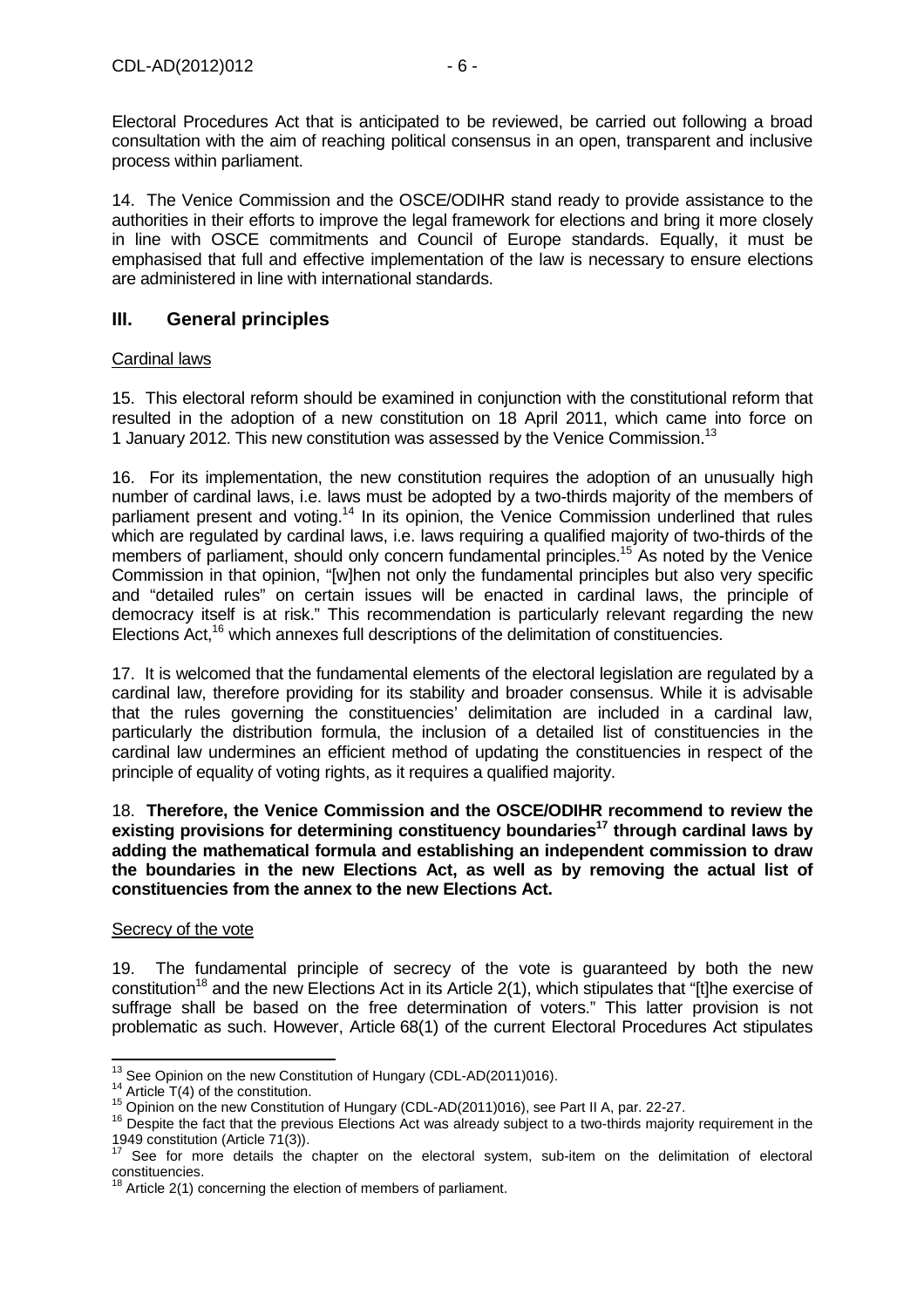Electoral Procedures Act that is anticipated to be reviewed, be carried out following a broad consultation with the aim of reaching political consensus in an open, transparent and inclusive process within parliament.

14. The Venice Commission and the OSCE/ODIHR stand ready to provide assistance to the authorities in their efforts to improve the legal framework for elections and bring it more closely in line with OSCE commitments and Council of Europe standards. Equally, it must be emphasised that full and effective implementation of the law is necessary to ensure elections are administered in line with international standards.

## III. General principles

### Cardinal laws

15. This electoral reform should be examined in conjunction with the constitutional reform that resulted in the adoption of a new constitution on 18 April 2011, which came into force on 1 January 2012. This new constitution was assessed by the Venice Commission.[13]

16. For its implementation, the new constitution requires the adoption of an unusually high number of cardinal laws, i.e. laws must be adopted by a two-thirds majority of the members of parliament present and voting.[14] In its opinion, the Venice Commission underlined that rules which are regulated by cardinal laws, i.e. laws requiring a qualified majority of two-thirds of the members of parliament, should only concern fundamental principles.[15] As noted by the Venice Commission in that opinion, "[w]hen not only the fundamental principles but also very specific and "detailed rules" on certain issues will be enacted in cardinal laws, the principle of democracy itself is at risk." This recommendation is particularly relevant regarding the new Elections Act,[16] which annexes full descriptions of the delimitation of constituencies.

17. It is welcomed that the fundamental elements of the electoral legislation are regulated by a cardinal law, therefore providing for its stability and broader consensus. While it is advisable that the rules governing the constituencies' delimitation are included in a cardinal law, particularly the distribution formula, the inclusion of a detailed list of constituencies in the cardinal law undermines an efficient method of updating the constituencies in respect of the principle of equality of voting rights, as it requires a qualified majority.

18. **Therefore, the Venice Commission and the OSCE/ODIHR recommend to review the existing provisions for determining constituency boundaries[17] through cardinal laws by adding the mathematical formula and establishing an independent commission to draw the boundaries in the new Elections Act, as well as by removing the actual list of constituencies from the annex to the new Elections Act.**

### Secrecy of the vote

19. The fundamental principle of secrecy of the vote is guaranteed by both the new constitution[18] and the new Elections Act in its Article 2(1), which stipulates that "[t]he exercise of suffrage shall be based on the free determination of voters." This latter provision is not problematic as such. However, Article 68(1) of the current Electoral Procedures Act stipulates

---

[13] See Opinion on the new Constitution of Hungary (CDL-AD(2011)016).

[14] Article T(4) of the constitution.

[15] Opinion on the new Constitution of Hungary (CDL-AD(2011)016), see Part II A, par. 22-27.

[16] Despite the fact that the previous Elections Act was already subject to a two-thirds majority requirement in the 1949 constitution (Article 71(3)).

[17] See for more details the chapter on the electoral system, sub-item on the delimitation of electoral constituencies.

[18] Article 2(1) concerning the election of members of parliament.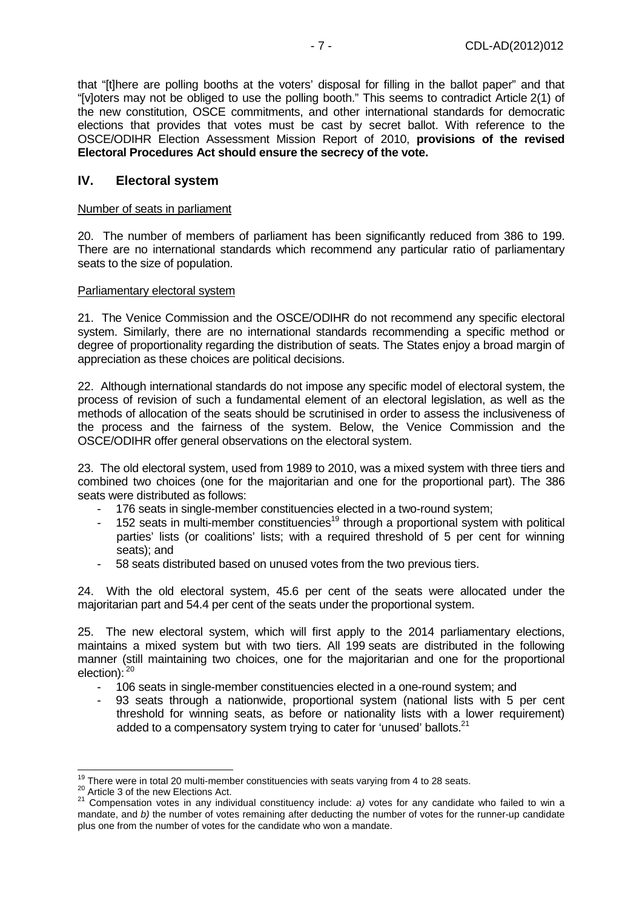that "[t]here are polling booths at the voters' disposal for filling in the ballot paper" and that "[v]oters may not be obliged to use the polling booth." This seems to contradict Article 2(1) of the new constitution, OSCE commitments, and other international standards for democratic elections that provides that votes must be cast by secret ballot. With reference to the OSCE/ODIHR Election Assessment Mission Report of 2010, **provisions of the revised Electoral Procedures Act should ensure the secrecy of the vote.**

## IV. Electoral system

Number of seats in parliament

20. The number of members of parliament has been significantly reduced from 386 to 199. There are no international standards which recommend any particular ratio of parliamentary seats to the size of population.

Parliamentary electoral system

21. The Venice Commission and the OSCE/ODIHR do not recommend any specific electoral system. Similarly, there are no international standards recommending a specific method or degree of proportionality regarding the distribution of seats. The States enjoy a broad margin of appreciation as these choices are political decisions.

22. Although international standards do not impose any specific model of electoral system, the process of revision of such a fundamental element of an electoral legislation, as well as the methods of allocation of the seats should be scrutinised in order to assess the inclusiveness of the process and the fairness of the system. Below, the Venice Commission and the OSCE/ODIHR offer general observations on the electoral system.

23. The old electoral system, used from 1989 to 2010, was a mixed system with three tiers and combined two choices (one for the majoritarian and one for the proportional part). The 386 seats were distributed as follows:

- 176 seats in single-member constituencies elected in a two-round system;
- 152 seats in multi-member constituencies[19] through a proportional system with political parties' lists (or coalitions' lists; with a required threshold of 5 per cent for winning seats); and
- 58 seats distributed based on unused votes from the two previous tiers.

24. With the old electoral system, 45.6 per cent of the seats were allocated under the majoritarian part and 54.4 per cent of the seats under the proportional system.

25. The new electoral system, which will first apply to the 2014 parliamentary elections, maintains a mixed system but with two tiers. All 199 seats are distributed in the following manner (still maintaining two choices, one for the majoritarian and one for the proportional election):[20]

- 106 seats in single-member constituencies elected in a one-round system; and
- 93 seats through a nationwide, proportional system (national lists with 5 per cent threshold for winning seats, as before or nationality lists with a lower requirement) added to a compensatory system trying to cater for 'unused' ballots.[21]

---

[19] There were in total 20 multi-member constituencies with seats varying from 4 to 28 seats.

[20] Article 3 of the new Elections Act.

[21] Compensation votes in any individual constituency include: *a)* votes for any candidate who failed to win a mandate, and *b)* the number of votes remaining after deducting the number of votes for the runner-up candidate plus one from the number of votes for the candidate who won a mandate.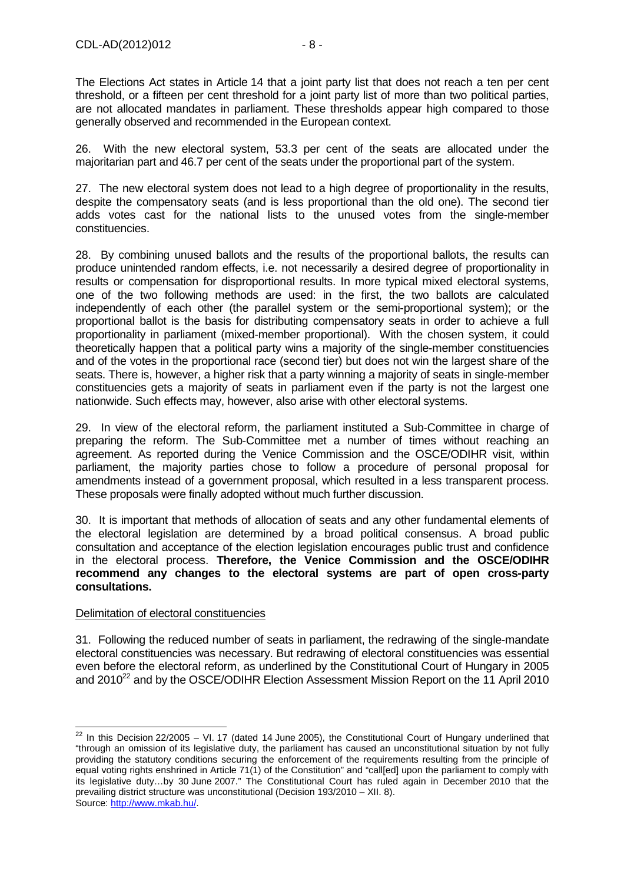The Elections Act states in Article 14 that a joint party list that does not reach a ten per cent threshold, or a fifteen per cent threshold for a joint party list of more than two political parties, are not allocated mandates in parliament. These thresholds appear high compared to those generally observed and recommended in the European context.

26. With the new electoral system, 53.3 per cent of the seats are allocated under the majoritarian part and 46.7 per cent of the seats under the proportional part of the system.

27. The new electoral system does not lead to a high degree of proportionality in the results, despite the compensatory seats (and is less proportional than the old one). The second tier adds votes cast for the national lists to the unused votes from the single-member constituencies.

28. By combining unused ballots and the results of the proportional ballots, the results can produce unintended random effects, i.e. not necessarily a desired degree of proportionality in results or compensation for disproportional results. In more typical mixed electoral systems, one of the two following methods are used: in the first, the two ballots are calculated independently of each other (the parallel system or the semi-proportional system); or the proportional ballot is the basis for distributing compensatory seats in order to achieve a full proportionality in parliament (mixed-member proportional). With the chosen system, it could theoretically happen that a political party wins a majority of the single-member constituencies and of the votes in the proportional race (second tier) but does not win the largest share of the seats. There is, however, a higher risk that a party winning a majority of seats in single-member constituencies gets a majority of seats in parliament even if the party is not the largest one nationwide. Such effects may, however, also arise with other electoral systems.

29. In view of the electoral reform, the parliament instituted a Sub-Committee in charge of preparing the reform. The Sub-Committee met a number of times without reaching an agreement. As reported during the Venice Commission and the OSCE/ODIHR visit, within parliament, the majority parties chose to follow a procedure of personal proposal for amendments instead of a government proposal, which resulted in a less transparent process. These proposals were finally adopted without much further discussion.

30. It is important that methods of allocation of seats and any other fundamental elements of the electoral legislation are determined by a broad political consensus. A broad public consultation and acceptance of the election legislation encourages public trust and confidence in the electoral process. **Therefore, the Venice Commission and the OSCE/ODIHR recommend any changes to the electoral systems are part of open cross-party consultations.**

Delimitation of electoral constituencies

31. Following the reduced number of seats in parliament, the redrawing of the single-mandate electoral constituencies was necessary. But redrawing of electoral constituencies was essential even before the electoral reform, as underlined by the Constitutional Court of Hungary in 2005 and 2010[22] and by the OSCE/ODIHR Election Assessment Mission Report on the 11 April 2010

---

[22] In this Decision 22/2005 – VI. 17 (dated 14 June 2005), the Constitutional Court of Hungary underlined that "through an omission of its legislative duty, the parliament has caused an unconstitutional situation by not fully providing the statutory conditions securing the enforcement of the requirements resulting from the principle of equal voting rights enshrined in Article 71(1) of the Constitution" and "call[ed] upon the parliament to comply with its legislative duty…by 30 June 2007." The Constitutional Court has ruled again in December 2010 that the prevailing district structure was unconstitutional (Decision 193/2010 – XII. 8). Source: http://www.mkab.hu/.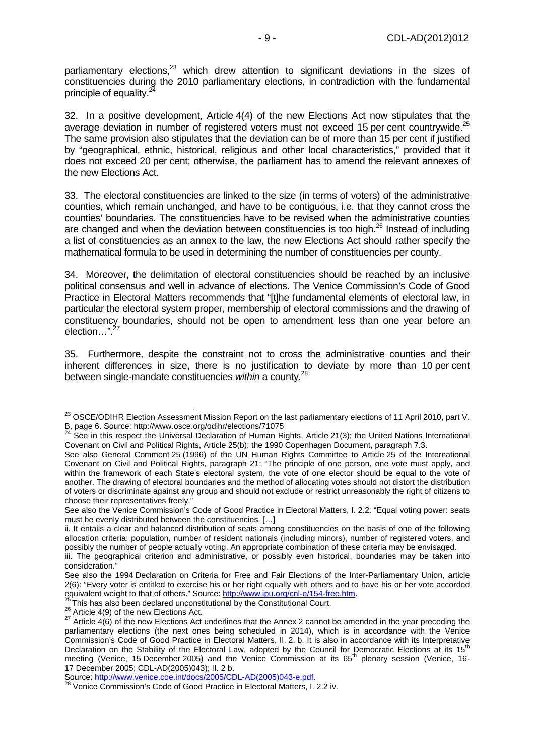parliamentary elections,[23] which drew attention to significant deviations in the sizes of constituencies during the 2010 parliamentary elections, in contradiction with the fundamental principle of equality.[24]

32. In a positive development, Article 4(4) of the new Elections Act now stipulates that the average deviation in number of registered voters must not exceed 15 per cent countrywide.[25] The same provision also stipulates that the deviation can be of more than 15 per cent if justified by "geographical, ethnic, historical, religious and other local characteristics," provided that it does not exceed 20 per cent; otherwise, the parliament has to amend the relevant annexes of the new Elections Act.

33. The electoral constituencies are linked to the size (in terms of voters) of the administrative counties, which remain unchanged, and have to be contiguous, i.e. that they cannot cross the counties' boundaries. The constituencies have to be revised when the administrative counties are changed and when the deviation between constituencies is too high.[26] Instead of including a list of constituencies as an annex to the law, the new Elections Act should rather specify the mathematical formula to be used in determining the number of constituencies per county.

34. Moreover, the delimitation of electoral constituencies should be reached by an inclusive political consensus and well in advance of elections. The Venice Commission's Code of Good Practice in Electoral Matters recommends that "[t]he fundamental elements of electoral law, in particular the electoral system proper, membership of electoral commissions and the drawing of constituency boundaries, should not be open to amendment less than one year before an election…".[27]

35. Furthermore, despite the constraint not to cross the administrative counties and their inherent differences in size, there is no justification to deviate by more than 10 per cent between single-mandate constituencies *within* a county.[28]

---

[23] OSCE/ODIHR Election Assessment Mission Report on the last parliamentary elections of 11 April 2010, part V. B, page 6. Source: http://www.osce.org/odihr/elections/71075

[24] See in this respect the Universal Declaration of Human Rights, Article 21(3); the United Nations International Covenant on Civil and Political Rights, Article 25(b); the 1990 Copenhagen Document, paragraph 7.3.

See also General Comment 25 (1996) of the UN Human Rights Committee to Article 25 of the International Covenant on Civil and Political Rights, paragraph 21: "The principle of one person, one vote must apply, and within the framework of each State's electoral system, the vote of one elector should be equal to the vote of another. The drawing of electoral boundaries and the method of allocating votes should not distort the distribution of voters or discriminate against any group and should not exclude or restrict unreasonably the right of citizens to choose their representatives freely."

See also the Venice Commission's Code of Good Practice in Electoral Matters, I. 2.2: "Equal voting power: seats must be evenly distributed between the constituencies. […]

ii. It entails a clear and balanced distribution of seats among constituencies on the basis of one of the following allocation criteria: population, number of resident nationals (including minors), number of registered voters, and possibly the number of people actually voting. An appropriate combination of these criteria may be envisaged.

iii. The geographical criterion and administrative, or possibly even historical, boundaries may be taken into consideration."

See also the 1994 Declaration on Criteria for Free and Fair Elections of the Inter-Parliamentary Union, article 2(6): "Every voter is entitled to exercise his or her right equally with others and to have his or her vote accorded equivalent weight to that of others." Source: http://www.ipu.org/cnl-e/154-free.htm.

[25] This has also been declared unconstitutional by the Constitutional Court.

[26] Article 4(9) of the new Elections Act.

[27] Article 4(6) of the new Elections Act underlines that the Annex 2 cannot be amended in the year preceding the parliamentary elections (the next ones being scheduled in 2014), which is in accordance with the Venice Commission's Code of Good Practice in Electoral Matters, II. 2. b. It is also in accordance with its Interpretative Declaration on the Stability of the Electoral Law, adopted by the Council for Democratic Elections at its 15th meeting (Venice, 15 December 2005) and the Venice Commission at its 65th plenary session (Venice, 16-17 December 2005; CDL-AD(2005)043); II. 2 b.

Source: http://www.venice.coe.int/docs/2005/CDL-AD(2005)043-e.pdf.

[28] Venice Commission's Code of Good Practice in Electoral Matters, I. 2.2 iv.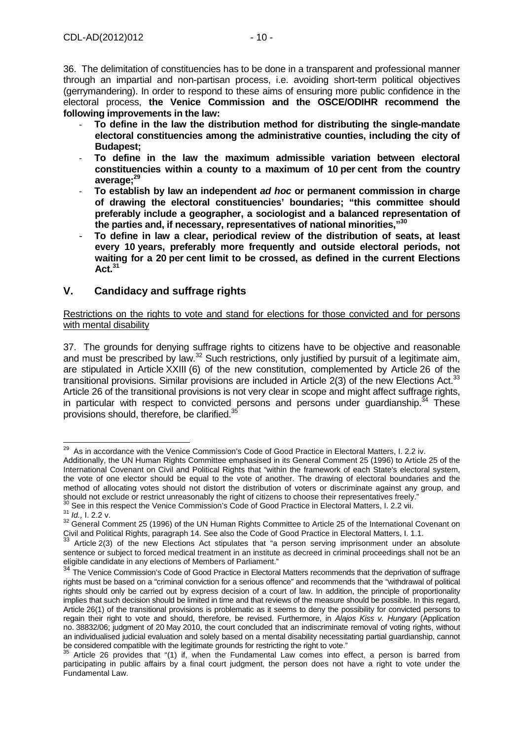36. The delimitation of constituencies has to be done in a transparent and professional manner through an impartial and non-partisan process, i.e. avoiding short-term political objectives (gerrymandering). In order to respond to these aims of ensuring more public confidence in the electoral process, **the Venice Commission and the OSCE/ODIHR recommend the following improvements in the law:**

- **To define in the law the distribution method for distributing the single-mandate electoral constituencies among the administrative counties, including the city of Budapest;**
- **To define in the law the maximum admissible variation between electoral constituencies within a county to a maximum of 10 per cent from the country average;**[29]
- **To establish by law an independent *ad hoc* or permanent commission in charge of drawing the electoral constituencies' boundaries; "this committee should preferably include a geographer, a sociologist and a balanced representation of the parties and, if necessary, representatives of national minorities,"**[30]
- **To define in law a clear, periodical review of the distribution of seats, at least every 10 years, preferably more frequently and outside electoral periods, not waiting for a 20 per cent limit to be crossed, as defined in the current Elections Act.**[31]

## V. Candidacy and suffrage rights

Restrictions on the rights to vote and stand for elections for those convicted and for persons with mental disability

37. The grounds for denying suffrage rights to citizens have to be objective and reasonable and must be prescribed by law.[32] Such restrictions, only justified by pursuit of a legitimate aim, are stipulated in Article XXIII (6) of the new constitution, complemented by Article 26 of the transitional provisions. Similar provisions are included in Article 2(3) of the new Elections Act.[33] Article 26 of the transitional provisions is not very clear in scope and might affect suffrage rights, in particular with respect to convicted persons and persons under guardianship.[34] These provisions should, therefore, be clarified.[35]

---

[29] As in accordance with the Venice Commission's Code of Good Practice in Electoral Matters, I. 2.2 iv. Additionally, the UN Human Rights Committee emphasised in its General Comment 25 (1996) to Article 25 of the International Covenant on Civil and Political Rights that "within the framework of each State's electoral system, the vote of one elector should be equal to the vote of another. The drawing of electoral boundaries and the method of allocating votes should not distort the distribution of voters or discriminate against any group, and should not exclude or restrict unreasonably the right of citizens to choose their representatives freely."

[30] See in this respect the Venice Commission's Code of Good Practice in Electoral Matters, I. 2.2 vii.

[31] *Id.,* I. 2.2 v.

[32] General Comment 25 (1996) of the UN Human Rights Committee to Article 25 of the International Covenant on Civil and Political Rights, paragraph 14. See also the Code of Good Practice in Electoral Matters, I. 1.1.

[33] Article 2(3) of the new Elections Act stipulates that "a person serving imprisonment under an absolute sentence or subject to forced medical treatment in an institute as decreed in criminal proceedings shall not be an eligible candidate in any elections of Members of Parliament."

[34] The Venice Commission's Code of Good Practice in Electoral Matters recommends that the deprivation of suffrage rights must be based on a "criminal conviction for a serious offence" and recommends that the "withdrawal of political rights should only be carried out by express decision of a court of law. In addition, the principle of proportionality implies that such decision should be limited in time and that reviews of the measure should be possible. In this regard, Article 26(1) of the transitional provisions is problematic as it seems to deny the possibility for convicted persons to regain their right to vote and should, therefore, be revised. Furthermore, in *Alajos Kiss v. Hungary* (Application no. 38832/06; judgment of 20 May 2010, the court concluded that an indiscriminate removal of voting rights, without an individualised judicial evaluation and solely based on a mental disability necessitating partial guardianship, cannot be considered compatible with the legitimate grounds for restricting the right to vote."

[35] Article 26 provides that "(1) if, when the Fundamental Law comes into effect, a person is barred from participating in public affairs by a final court judgment, the person does not have a right to vote under the Fundamental Law.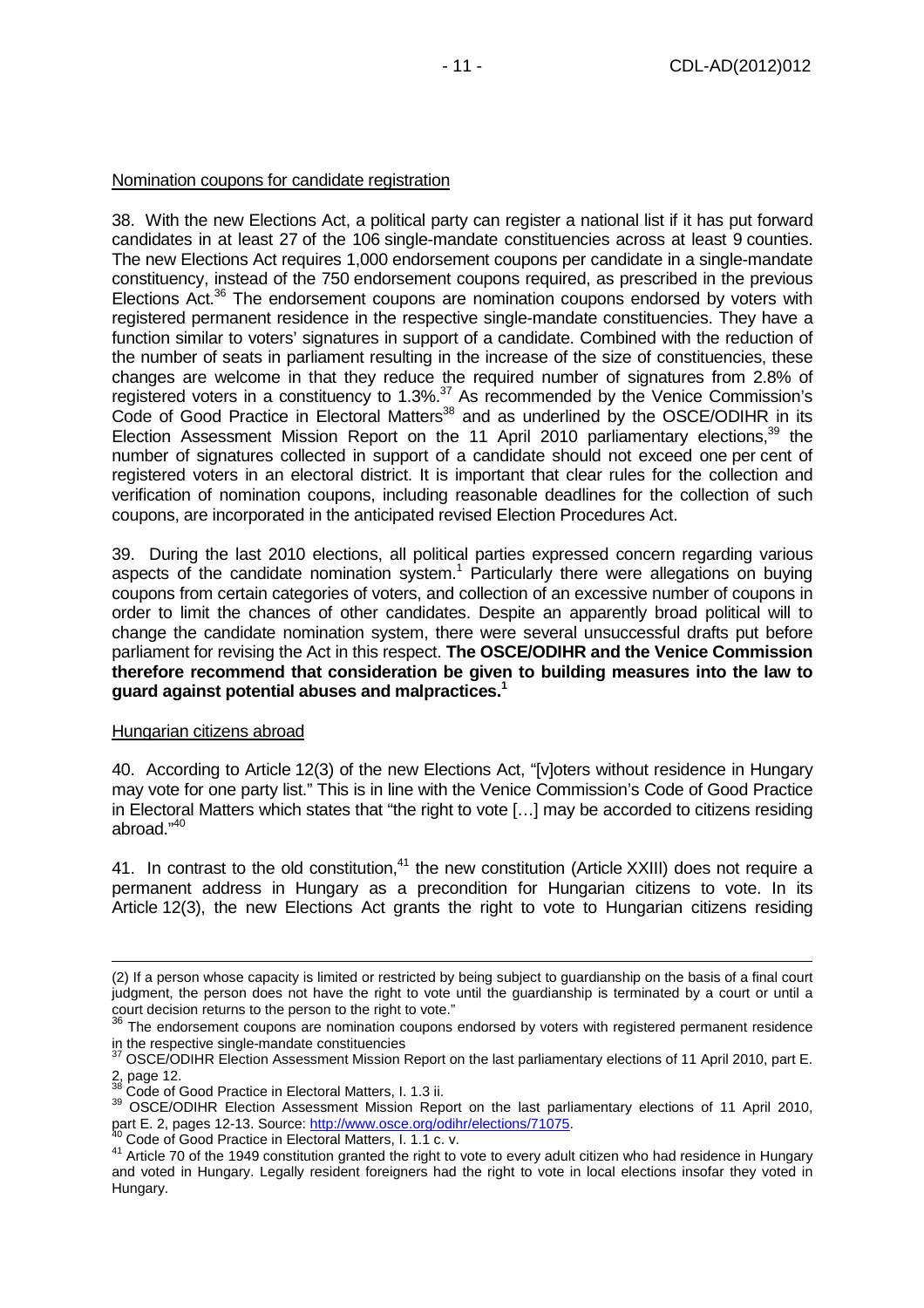Nomination coupons for candidate registration

38. With the new Elections Act, a political party can register a national list if it has put forward candidates in at least 27 of the 106 single-mandate constituencies across at least 9 counties. The new Elections Act requires 1,000 endorsement coupons per candidate in a single-mandate constituency, instead of the 750 endorsement coupons required, as prescribed in the previous Elections Act.[36] The endorsement coupons are nomination coupons endorsed by voters with registered permanent residence in the respective single-mandate constituencies. They have a function similar to voters' signatures in support of a candidate. Combined with the reduction of the number of seats in parliament resulting in the increase of the size of constituencies, these changes are welcome in that they reduce the required number of signatures from 2.8% of registered voters in a constituency to 1.3%.[37] As recommended by the Venice Commission's Code of Good Practice in Electoral Matters[38] and as underlined by the OSCE/ODIHR in its Election Assessment Mission Report on the 11 April 2010 parliamentary elections,[39] the number of signatures collected in support of a candidate should not exceed one per cent of registered voters in an electoral district. It is important that clear rules for the collection and verification of nomination coupons, including reasonable deadlines for the collection of such coupons, are incorporated in the anticipated revised Election Procedures Act.

39. During the last 2010 elections, all political parties expressed concern regarding various aspects of the candidate nomination system.[1] Particularly there were allegations on buying coupons from certain categories of voters, and collection of an excessive number of coupons in order to limit the chances of other candidates. Despite an apparently broad political will to change the candidate nomination system, there were several unsuccessful drafts put before parliament for revising the Act in this respect. **The OSCE/ODIHR and the Venice Commission therefore recommend that consideration be given to building measures into the law to guard against potential abuses and malpractices.[1]**

Hungarian citizens abroad

40. According to Article 12(3) of the new Elections Act, "[v]oters without residence in Hungary may vote for one party list." This is in line with the Venice Commission's Code of Good Practice in Electoral Matters which states that "the right to vote […] may be accorded to citizens residing abroad."[40]

41. In contrast to the old constitution,[41] the new constitution (Article XXIII) does not require a permanent address in Hungary as a precondition for Hungarian citizens to vote. In its Article 12(3), the new Elections Act grants the right to vote to Hungarian citizens residing

---

(2) If a person whose capacity is limited or restricted by being subject to guardianship on the basis of a final court judgment, the person does not have the right to vote until the guardianship is terminated by a court or until a court decision returns to the person to the right to vote."

[36] The endorsement coupons are nomination coupons endorsed by voters with registered permanent residence in the respective single-mandate constituencies

[37] OSCE/ODIHR Election Assessment Mission Report on the last parliamentary elections of 11 April 2010, part E. 2, page 12.

[38] Code of Good Practice in Electoral Matters, I. 1.3 ii.

[39] OSCE/ODIHR Election Assessment Mission Report on the last parliamentary elections of 11 April 2010, part E. 2, pages 12-13. Source: http://www.osce.org/odihr/elections/71075.

[40] Code of Good Practice in Electoral Matters, I. 1.1 c. v.

[41] Article 70 of the 1949 constitution granted the right to vote to every adult citizen who had residence in Hungary and voted in Hungary. Legally resident foreigners had the right to vote in local elections insofar they voted in Hungary.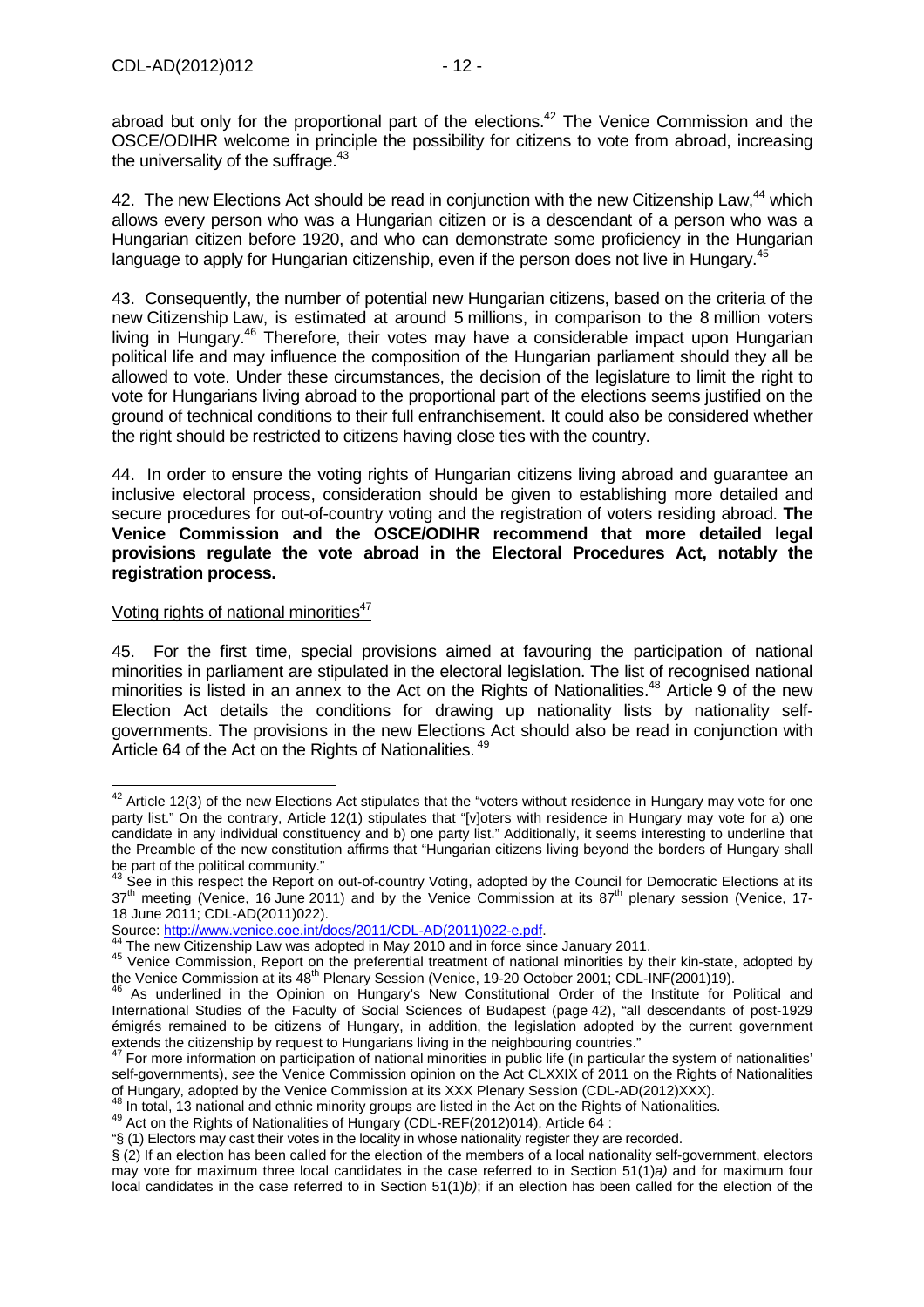abroad but only for the proportional part of the elections.[42] The Venice Commission and the OSCE/ODIHR welcome in principle the possibility for citizens to vote from abroad, increasing the universality of the suffrage.[43]

42. The new Elections Act should be read in conjunction with the new Citizenship Law,[44] which allows every person who was a Hungarian citizen or is a descendant of a person who was a Hungarian citizen before 1920, and who can demonstrate some proficiency in the Hungarian language to apply for Hungarian citizenship, even if the person does not live in Hungary.[45]

43. Consequently, the number of potential new Hungarian citizens, based on the criteria of the new Citizenship Law, is estimated at around 5 millions, in comparison to the 8 million voters living in Hungary.[46] Therefore, their votes may have a considerable impact upon Hungarian political life and may influence the composition of the Hungarian parliament should they all be allowed to vote. Under these circumstances, the decision of the legislature to limit the right to vote for Hungarians living abroad to the proportional part of the elections seems justified on the ground of technical conditions to their full enfranchisement. It could also be considered whether the right should be restricted to citizens having close ties with the country.

44. In order to ensure the voting rights of Hungarian citizens living abroad and guarantee an inclusive electoral process, consideration should be given to establishing more detailed and secure procedures for out-of-country voting and the registration of voters residing abroad. **The Venice Commission and the OSCE/ODIHR recommend that more detailed legal provisions regulate the vote abroad in the Electoral Procedures Act, notably the registration process.**

Voting rights of national minorities[47]

45. For the first time, special provisions aimed at favouring the participation of national minorities in parliament are stipulated in the electoral legislation. The list of recognised national minorities is listed in an annex to the Act on the Rights of Nationalities.[48] Article 9 of the new Election Act details the conditions for drawing up nationality lists by nationality self-governments. The provisions in the new Elections Act should also be read in conjunction with Article 64 of the Act on the Rights of Nationalities.[49]

---

[42] Article 12(3) of the new Elections Act stipulates that the "voters without residence in Hungary may vote for one party list." On the contrary, Article 12(1) stipulates that "[v]oters with residence in Hungary may vote for a) one candidate in any individual constituency and b) one party list." Additionally, it seems interesting to underline that the Preamble of the new constitution affirms that "Hungarian citizens living beyond the borders of Hungary shall be part of the political community."

[43] See in this respect the Report on out-of-country Voting, adopted by the Council for Democratic Elections at its 37th meeting (Venice, 16 June 2011) and by the Venice Commission at its 87th plenary session (Venice, 17-18 June 2011; CDL-AD(2011)022).
Source: http://www.venice.coe.int/docs/2011/CDL-AD(2011)022-e.pdf.

[44] The new Citizenship Law was adopted in May 2010 and in force since January 2011.

[45] Venice Commission, Report on the preferential treatment of national minorities by their kin-state, adopted by the Venice Commission at its 48th Plenary Session (Venice, 19-20 October 2001; CDL-INF(2001)19).

[46] As underlined in the Opinion on Hungary's New Constitutional Order of the Institute for Political and International Studies of the Faculty of Social Sciences of Budapest (page 42), "all descendants of post-1929 émigrés remained to be citizens of Hungary, in addition, the legislation adopted by the current government extends the citizenship by request to Hungarians living in the neighbouring countries."

[47] For more information on participation of national minorities in public life (in particular the system of nationalities' self-governments), *see* the Venice Commission opinion on the Act CLXXIX of 2011 on the Rights of Nationalities of Hungary, adopted by the Venice Commission at its XXX Plenary Session (CDL-AD(2012)XXX).

[48] In total, 13 national and ethnic minority groups are listed in the Act on the Rights of Nationalities.

[49] Act on the Rights of Nationalities of Hungary (CDL-REF(2012)014), Article 64 :
"§ (1) Electors may cast their votes in the locality in whose nationality register they are recorded.
§ (2) If an election has been called for the election of the members of a local nationality self-government, electors may vote for maximum three local candidates in the case referred to in Section 51(1)*a)* and for maximum four local candidates in the case referred to in Section 51(1)*b)*; if an election has been called for the election of the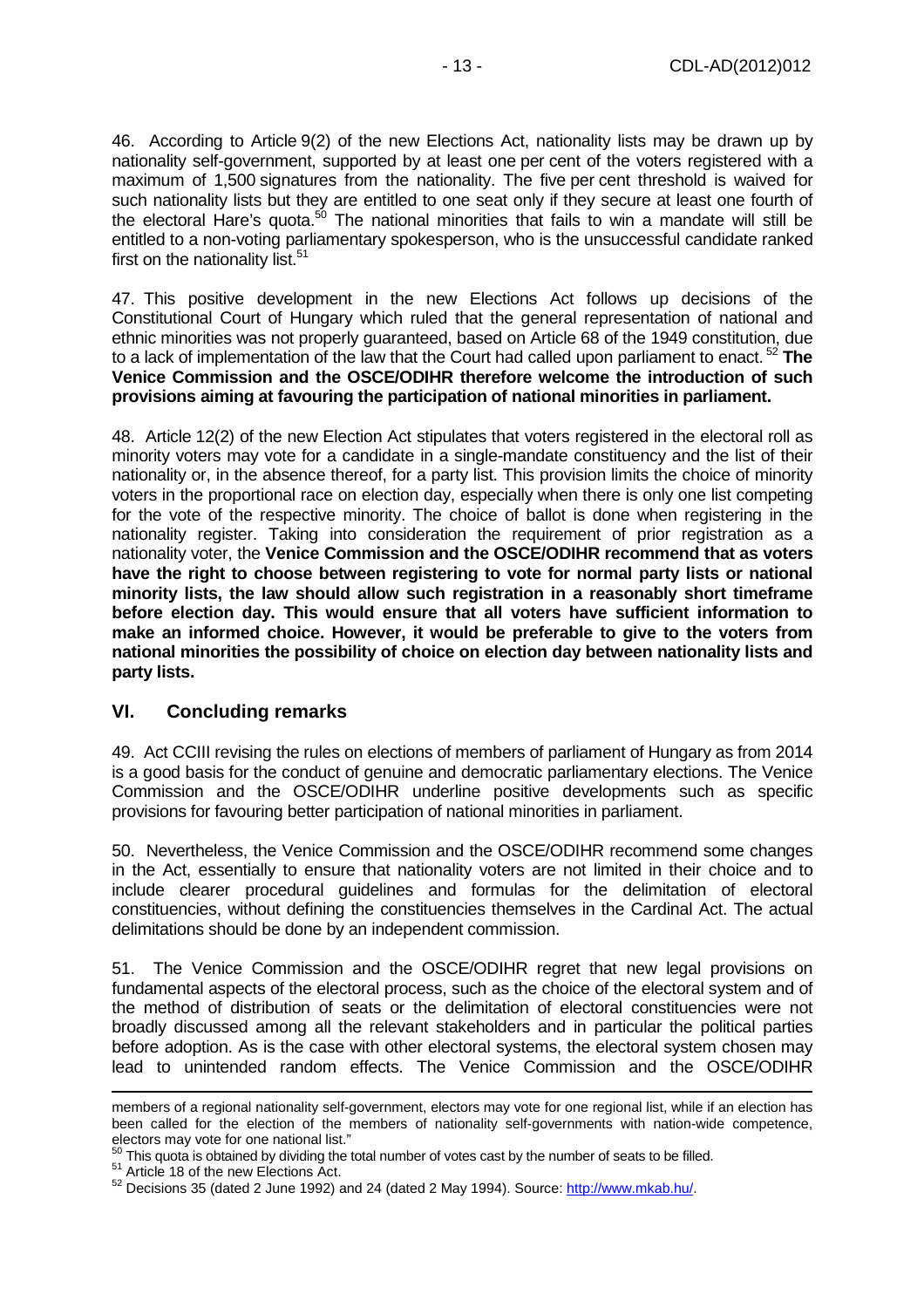46. According to Article 9(2) of the new Elections Act, nationality lists may be drawn up by nationality self-government, supported by at least one per cent of the voters registered with a maximum of 1,500 signatures from the nationality. The five per cent threshold is waived for such nationality lists but they are entitled to one seat only if they secure at least one fourth of the electoral Hare's quota.[50] The national minorities that fails to win a mandate will still be entitled to a non-voting parliamentary spokesperson, who is the unsuccessful candidate ranked first on the nationality list.[51]

47. This positive development in the new Elections Act follows up decisions of the Constitutional Court of Hungary which ruled that the general representation of national and ethnic minorities was not properly guaranteed, based on Article 68 of the 1949 constitution, due to a lack of implementation of the law that the Court had called upon parliament to enact.[52] **The Venice Commission and the OSCE/ODIHR therefore welcome the introduction of such provisions aiming at favouring the participation of national minorities in parliament.**

48. Article 12(2) of the new Election Act stipulates that voters registered in the electoral roll as minority voters may vote for a candidate in a single-mandate constituency and the list of their nationality or, in the absence thereof, for a party list. This provision limits the choice of minority voters in the proportional race on election day, especially when there is only one list competing for the vote of the respective minority. The choice of ballot is done when registering in the nationality register. Taking into consideration the requirement of prior registration as a nationality voter, the **Venice Commission and the OSCE/ODIHR recommend that as voters have the right to choose between registering to vote for normal party lists or national minority lists, the law should allow such registration in a reasonably short timeframe before election day. This would ensure that all voters have sufficient information to make an informed choice. However, it would be preferable to give to the voters from national minorities the possibility of choice on election day between nationality lists and party lists.**

## VI. Concluding remarks

49. Act CCIII revising the rules on elections of members of parliament of Hungary as from 2014 is a good basis for the conduct of genuine and democratic parliamentary elections. The Venice Commission and the OSCE/ODIHR underline positive developments such as specific provisions for favouring better participation of national minorities in parliament.

50. Nevertheless, the Venice Commission and the OSCE/ODIHR recommend some changes in the Act, essentially to ensure that nationality voters are not limited in their choice and to include clearer procedural guidelines and formulas for the delimitation of electoral constituencies, without defining the constituencies themselves in the Cardinal Act. The actual delimitations should be done by an independent commission.

51. The Venice Commission and the OSCE/ODIHR regret that new legal provisions on fundamental aspects of the electoral process, such as the choice of the electoral system and of the method of distribution of seats or the delimitation of electoral constituencies were not broadly discussed among all the relevant stakeholders and in particular the political parties before adoption. As is the case with other electoral systems, the electoral system chosen may lead to unintended random effects. The Venice Commission and the OSCE/ODIHR

---

members of a regional nationality self-government, electors may vote for one regional list, while if an election has been called for the election of the members of nationality self-governments with nation-wide competence, electors may vote for one national list."

[50] This quota is obtained by dividing the total number of votes cast by the number of seats to be filled.

[51] Article 18 of the new Elections Act.

[52] Decisions 35 (dated 2 June 1992) and 24 (dated 2 May 1994). Source: http://www.mkab.hu/.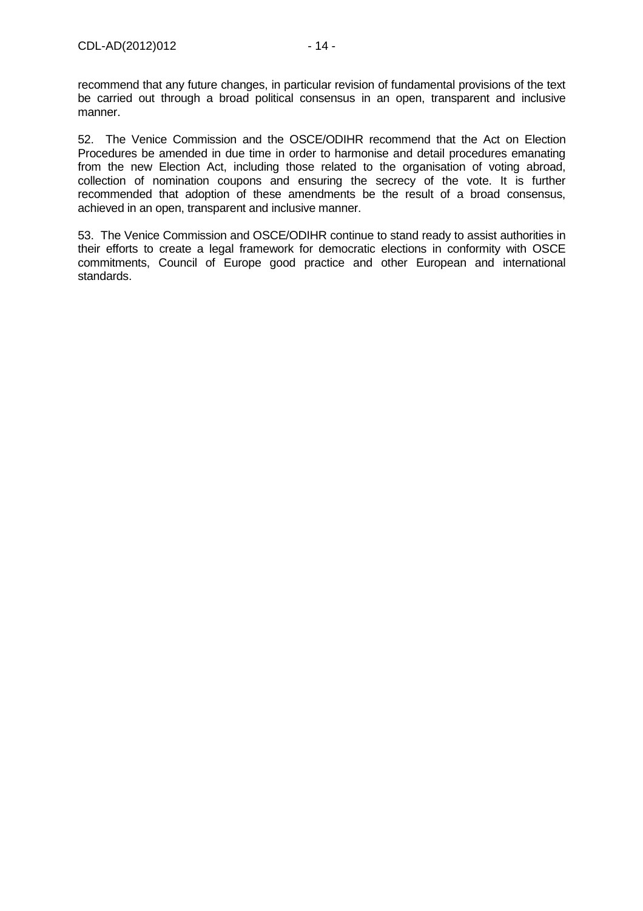recommend that any future changes, in particular revision of fundamental provisions of the text be carried out through a broad political consensus in an open, transparent and inclusive manner.

52. The Venice Commission and the OSCE/ODIHR recommend that the Act on Election Procedures be amended in due time in order to harmonise and detail procedures emanating from the new Election Act, including those related to the organisation of voting abroad, collection of nomination coupons and ensuring the secrecy of the vote. It is further recommended that adoption of these amendments be the result of a broad consensus, achieved in an open, transparent and inclusive manner.

53. The Venice Commission and OSCE/ODIHR continue to stand ready to assist authorities in their efforts to create a legal framework for democratic elections in conformity with OSCE commitments, Council of Europe good practice and other European and international standards.